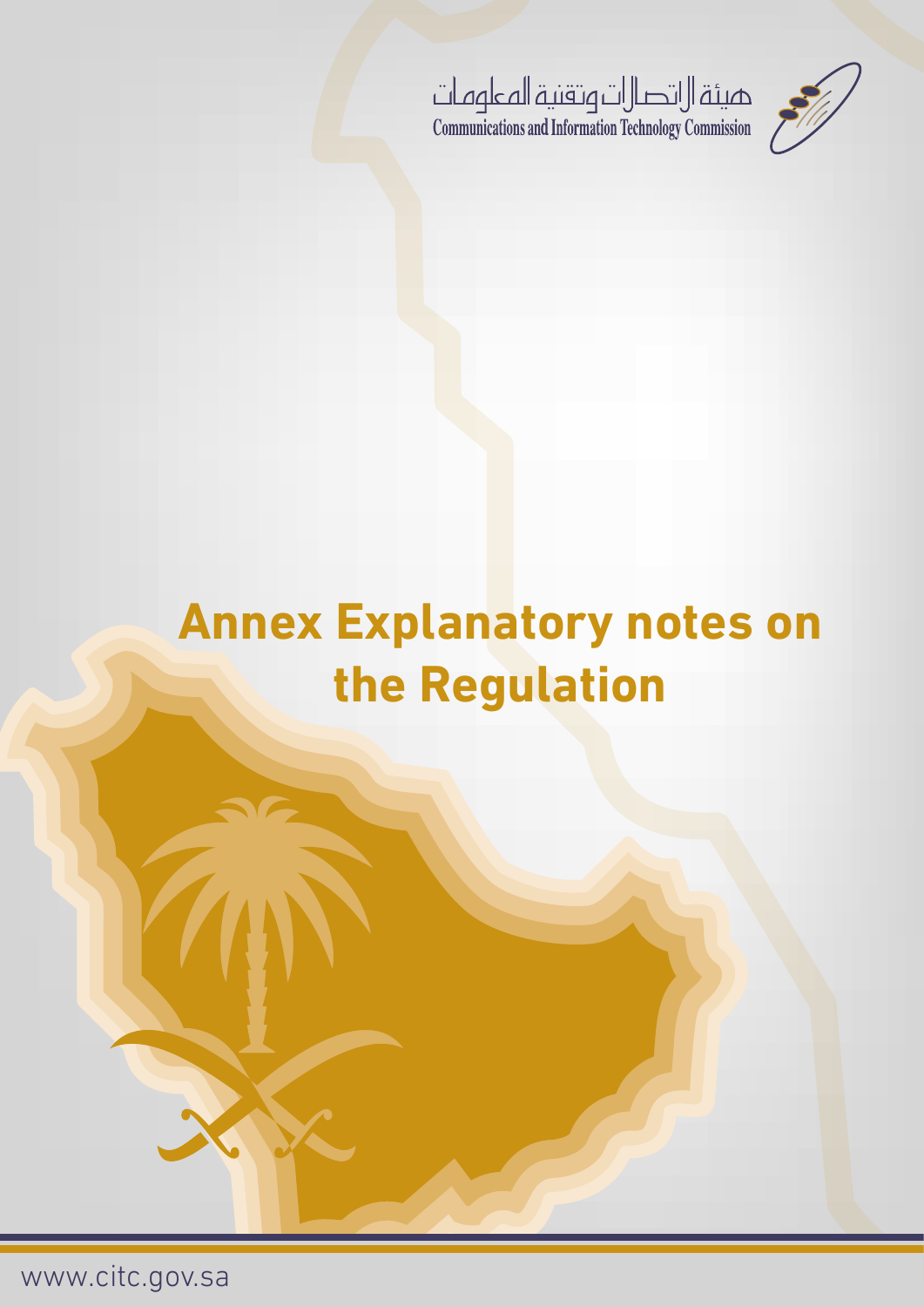هيئة الاتصالات وتقنية المعلومات

Communications and Information Technology Commission

# Annex Explanatory notes on the Regulation

www.citc.gov.sa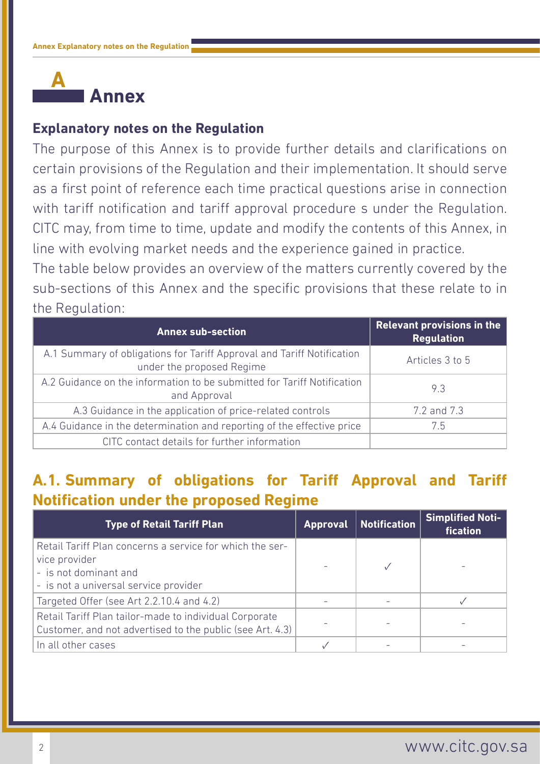# A Annex

## Explanatory notes on the Regulation

The purpose of this Annex is to provide further details and clarifications on certain provisions of the Regulation and their implementation. It should serve as a first point of reference each time practical questions arise in connection with tariff notification and tariff approval procedure s under the Regulation. CITC may, from time to time, update and modify the contents of this Annex, in line with evolving market needs and the experience gained in practice.

The table below provides an overview of the matters currently covered by the sub-sections of this Annex and the specific provisions that these relate to in the Regulation:

| Annex sub-section | Relevant provisions in the Regulation |
|---|---|
| A.1 Summary of obligations for Tariff Approval and Tariff Notification under the proposed Regime | Articles 3 to 5 |
| A.2 Guidance on the information to be submitted for Tariff Notification and Approval | 9.3 |
| A.3 Guidance in the application of price-related controls | 7.2 and 7.3 |
| A.4 Guidance in the determination and reporting of the effective price | 7.5 |
| CITC contact details for further information | |

## A.1. Summary of obligations for Tariff Approval and Tariff Notification under the proposed Regime

| Type of Retail Tariff Plan | Approval | Notification | Simplified Notification |
|---|---|---|---|
| Retail Tariff Plan concerns a service for which the service provider<br>- is not dominant and<br>- is not a universal service provider | - | ✓ | - |
| Targeted Offer (see Art 2.2.10.4 and 4.2) | - | - | ✓ |
| Retail Tariff Plan tailor-made to individual Corporate Customer, and not advertised to the public (see Art. 4.3) | - | - | - |
| In all other cases | ✓ | - | - |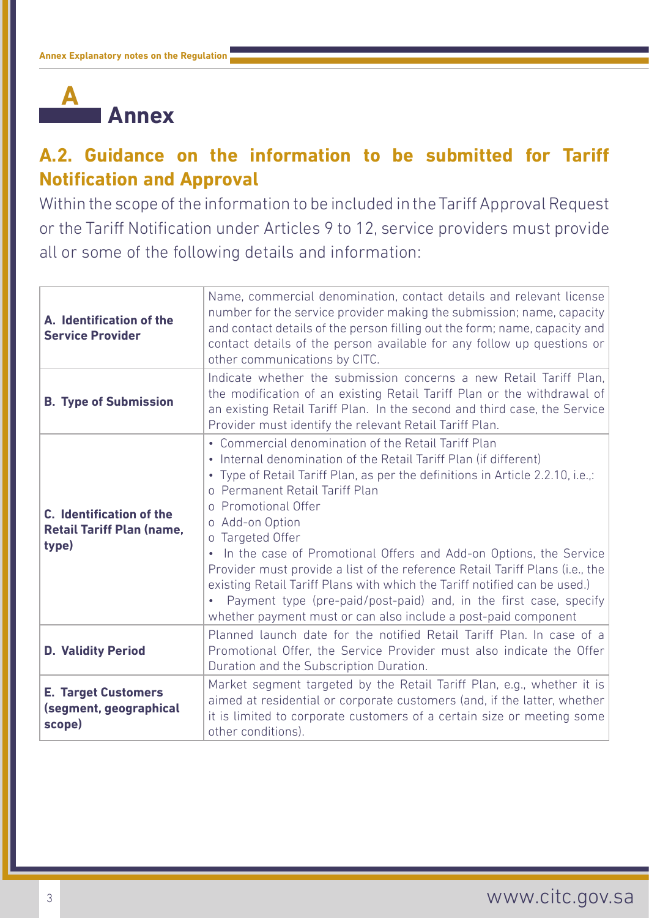# A Annex

## A.2. Guidance on the information to be submitted for Tariff Notification and Approval

Within the scope of the information to be included in the Tariff Approval Request or the Tariff Notification under Articles 9 to 12, service providers must provide all or some of the following details and information:

| | |
|---|---|
| **A. Identification of the Service Provider** | Name, commercial denomination, contact details and relevant license number for the service provider making the submission; name, capacity and contact details of the person filling out the form; name, capacity and contact details of the person available for any follow up questions or other communications by CITC. |
| **B. Type of Submission** | Indicate whether the submission concerns a new Retail Tariff Plan, the modification of an existing Retail Tariff Plan or the withdrawal of an existing Retail Tariff Plan. In the second and third case, the Service Provider must identify the relevant Retail Tariff Plan. |
| **C. Identification of the Retail Tariff Plan (name, type)** | • Commercial denomination of the Retail Tariff Plan<br>• Internal denomination of the Retail Tariff Plan (if different)<br>• Type of Retail Tariff Plan, as per the definitions in Article 2.2.10, i.e.,:<br>o Permanent Retail Tariff Plan<br>o Promotional Offer<br>o Add-on Option<br>o Targeted Offer<br>• In the case of Promotional Offers and Add-on Options, the Service Provider must provide a list of the reference Retail Tariff Plans (i.e., the existing Retail Tariff Plans with which the Tariff notified can be used.)<br>• Payment type (pre-paid/post-paid) and, in the first case, specify whether payment must or can also include a post-paid component |
| **D. Validity Period** | Planned launch date for the notified Retail Tariff Plan. In case of a Promotional Offer, the Service Provider must also indicate the Offer Duration and the Subscription Duration. |
| **E. Target Customers (segment, geographical scope)** | Market segment targeted by the Retail Tariff Plan, e.g., whether it is aimed at residential or corporate customers (and, if the latter, whether it is limited to corporate customers of a certain size or meeting some other conditions). |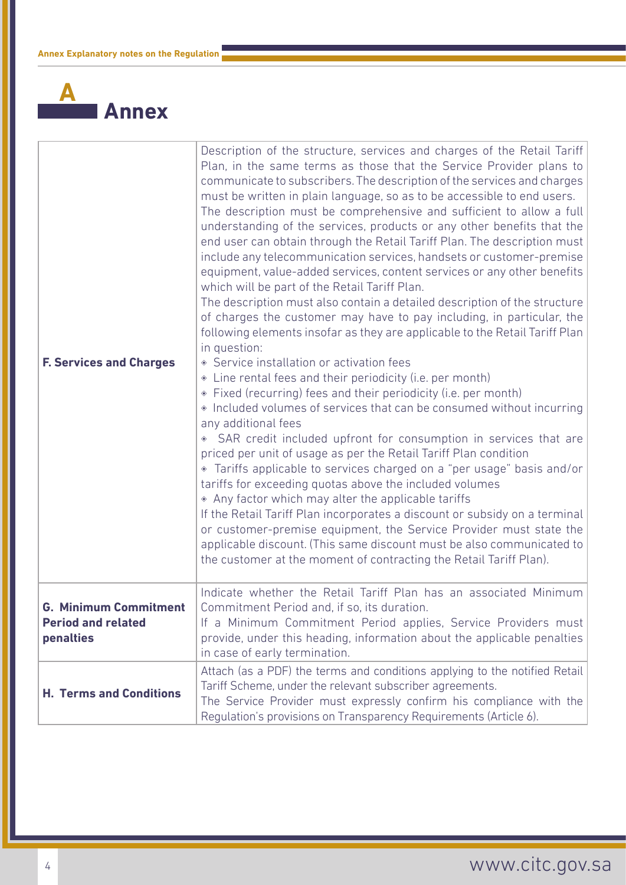# A Annex

| | |
|---|---|
| **F. Services and Charges** | Description of the structure, services and charges of the Retail Tariff Plan, in the same terms as those that the Service Provider plans to communicate to subscribers. The description of the services and charges must be written in plain language, so as to be accessible to end users.<br>The description must be comprehensive and sufficient to allow a full understanding of the services, products or any other benefits that the end user can obtain through the Retail Tariff Plan. The description must include any telecommunication services, handsets or customer-premise equipment, value-added services, content services or any other benefits which will be part of the Retail Tariff Plan.<br>The description must also contain a detailed description of the structure of charges the customer may have to pay including, in particular, the following elements insofar as they are applicable to the Retail Tariff Plan in question:<br>• Service installation or activation fees<br>• Line rental fees and their periodicity (i.e. per month)<br>• Fixed (recurring) fees and their periodicity (i.e. per month)<br>• Included volumes of services that can be consumed without incurring any additional fees<br>• SAR credit included upfront for consumption in services that are priced per unit of usage as per the Retail Tariff Plan condition<br>• Tariffs applicable to services charged on a "per usage" basis and/or tariffs for exceeding quotas above the included volumes<br>• Any factor which may alter the applicable tariffs<br>If the Retail Tariff Plan incorporates a discount or subsidy on a terminal or customer-premise equipment, the Service Provider must state the applicable discount. (This same discount must be also communicated to the customer at the moment of contracting the Retail Tariff Plan). |
| **G. Minimum Commitment Period and related penalties** | Indicate whether the Retail Tariff Plan has an associated Minimum Commitment Period and, if so, its duration.<br>If a Minimum Commitment Period applies, Service Providers must provide, under this heading, information about the applicable penalties in case of early termination. |
| **H. Terms and Conditions** | Attach (as a PDF) the terms and conditions applying to the notified Retail Tariff Scheme, under the relevant subscriber agreements.<br>The Service Provider must expressly confirm his compliance with the Regulation's provisions on Transparency Requirements (Article 6). |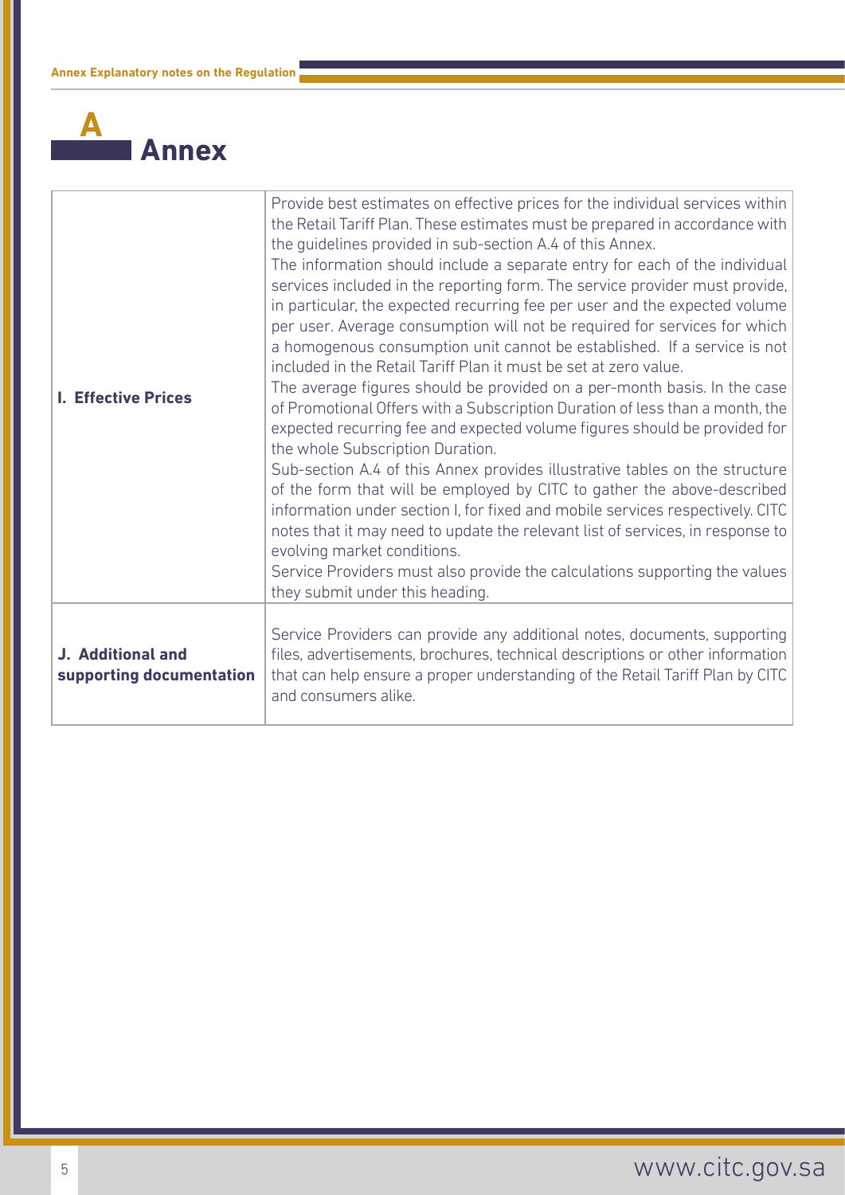# A Annex

| | |
|---|---|
| **I. Effective Prices** | Provide best estimates on effective prices for the individual services within the Retail Tariff Plan. These estimates must be prepared in accordance with the guidelines provided in sub-section A.4 of this Annex.<br>The information should include a separate entry for each of the individual services included in the reporting form. The service provider must provide, in particular, the expected recurring fee per user and the expected volume per user. Average consumption will not be required for services for which a homogenous consumption unit cannot be established. If a service is not included in the Retail Tariff Plan it must be set at zero value.<br>The average figures should be provided on a per-month basis. In the case of Promotional Offers with a Subscription Duration of less than a month, the expected recurring fee and expected volume figures should be provided for the whole Subscription Duration.<br>Sub-section A.4 of this Annex provides illustrative tables on the structure of the form that will be employed by CITC to gather the above-described information under section I, for fixed and mobile services respectively. CITC notes that it may need to update the relevant list of services, in response to evolving market conditions.<br>Service Providers must also provide the calculations supporting the values they submit under this heading. |
| **J. Additional and supporting documentation** | Service Providers can provide any additional notes, documents, supporting files, advertisements, brochures, technical descriptions or other information that can help ensure a proper understanding of the Retail Tariff Plan by CITC and consumers alike. |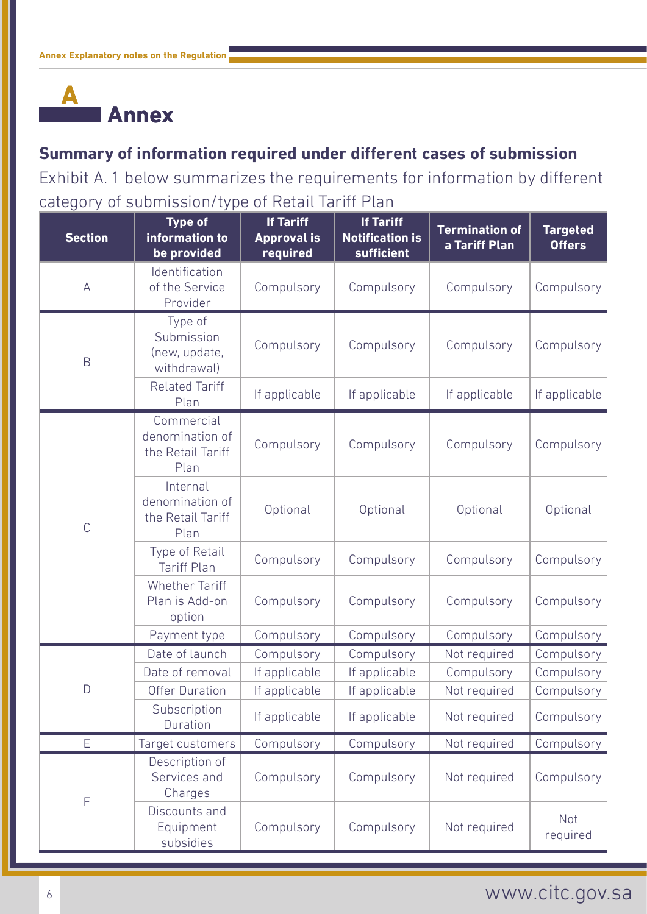# A Annex

## Summary of information required under different cases of submission

Exhibit A. 1 below summarizes the requirements for information by different category of submission/type of Retail Tariff Plan

| Section | Type of information to be provided | If Tariff Approval is required | If Tariff Notification is sufficient | Termination of a Tariff Plan | Targeted Offers |
|---|---|---|---|---|---|
| A | Identification of the Service Provider | Compulsory | Compulsory | Compulsory | Compulsory |
| B | Type of Submission (new, update, withdrawal) | Compulsory | Compulsory | Compulsory | Compulsory |
| | Related Tariff Plan | If applicable | If applicable | If applicable | If applicable |
| C | Commercial denomination of the Retail Tariff Plan | Compulsory | Compulsory | Compulsory | Compulsory |
| | Internal denomination of the Retail Tariff Plan | Optional | Optional | Optional | Optional |
| | Type of Retail Tariff Plan | Compulsory | Compulsory | Compulsory | Compulsory |
| | Whether Tariff Plan is Add-on option | Compulsory | Compulsory | Compulsory | Compulsory |
| | Payment type | Compulsory | Compulsory | Compulsory | Compulsory |
| D | Date of launch | Compulsory | Compulsory | Not required | Compulsory |
| | Date of removal | If applicable | If applicable | Compulsory | Compulsory |
| | Offer Duration | If applicable | If applicable | Not required | Compulsory |
| | Subscription Duration | If applicable | If applicable | Not required | Compulsory |
| E | Target customers | Compulsory | Compulsory | Not required | Compulsory |
| F | Description of Services and Charges | Compulsory | Compulsory | Not required | Compulsory |
| | Discounts and Equipment subsidies | Compulsory | Compulsory | Not required | Not required |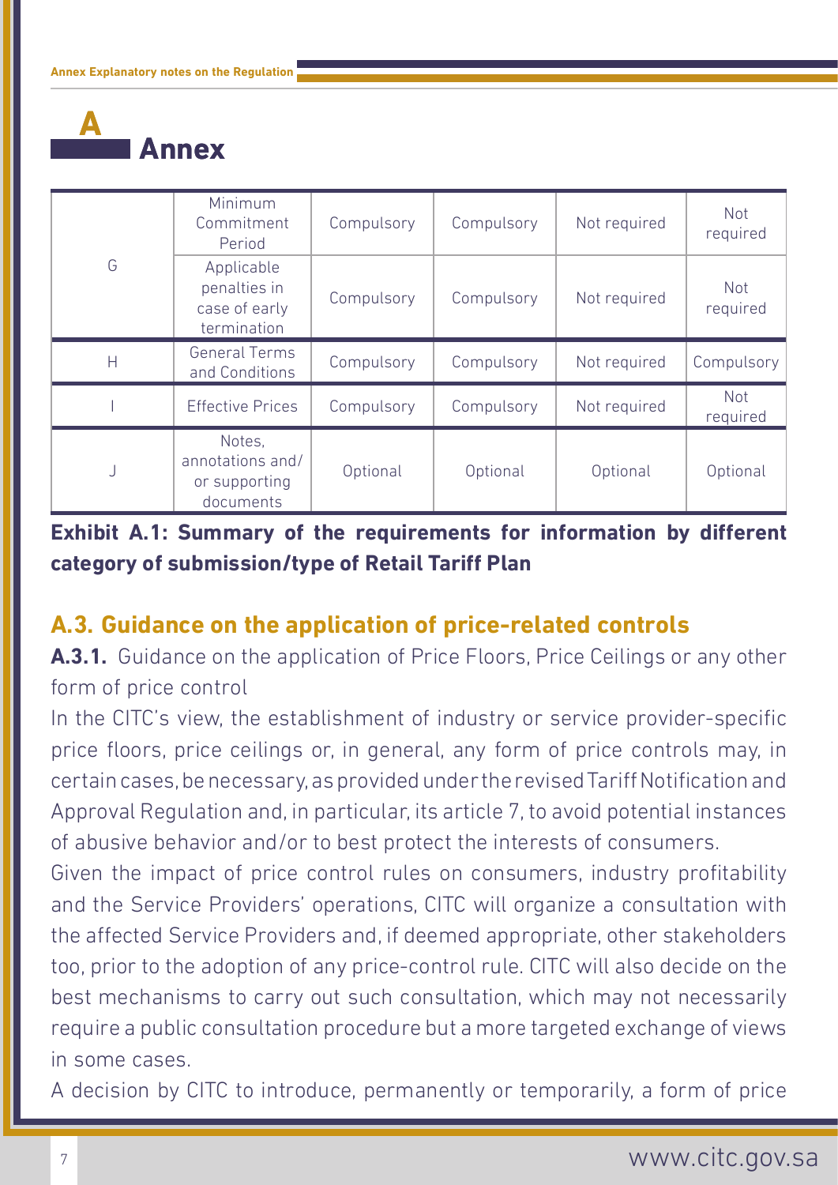# A Annex

| | | | | | |
|---|---|---|---|---|---|
| G | Minimum Commitment Period | Compulsory | Compulsory | Not required | Not required |
| | Applicable penalties in case of early termination | Compulsory | Compulsory | Not required | Not required |
| H | General Terms and Conditions | Compulsory | Compulsory | Not required | Compulsory |
| I | Effective Prices | Compulsory | Compulsory | Not required | Not required |
| J | Notes, annotations and/or supporting documents | Optional | Optional | Optional | Optional |

**Exhibit A.1: Summary of the requirements for information by different category of submission/type of Retail Tariff Plan**

## A.3. Guidance on the application of price-related controls

**A.3.1.** Guidance on the application of Price Floors, Price Ceilings or any other form of price control

In the CITC's view, the establishment of industry or service provider-specific price floors, price ceilings or, in general, any form of price controls may, in certain cases, be necessary, as provided under the revised Tariff Notification and Approval Regulation and, in particular, its article 7, to avoid potential instances of abusive behavior and/or to best protect the interests of consumers.

Given the impact of price control rules on consumers, industry profitability and the Service Providers' operations, CITC will organize a consultation with the affected Service Providers and, if deemed appropriate, other stakeholders too, prior to the adoption of any price-control rule. CITC will also decide on the best mechanisms to carry out such consultation, which may not necessarily require a public consultation procedure but a more targeted exchange of views in some cases.

A decision by CITC to introduce, permanently or temporarily, a form of price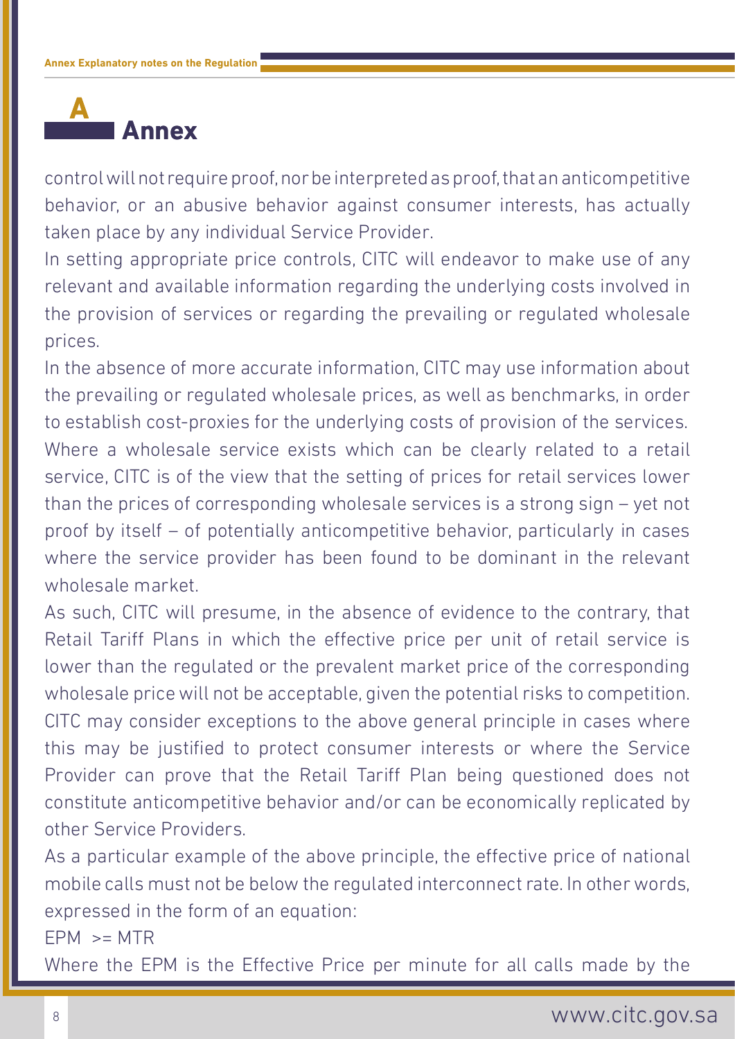# A Annex

control will not require proof, nor be interpreted as proof, that an anticompetitive behavior, or an abusive behavior against consumer interests, has actually taken place by any individual Service Provider.

In setting appropriate price controls, CITC will endeavor to make use of any relevant and available information regarding the underlying costs involved in the provision of services or regarding the prevailing or regulated wholesale prices.

In the absence of more accurate information, CITC may use information about the prevailing or regulated wholesale prices, as well as benchmarks, in order to establish cost-proxies for the underlying costs of provision of the services.

Where a wholesale service exists which can be clearly related to a retail service, CITC is of the view that the setting of prices for retail services lower than the prices of corresponding wholesale services is a strong sign – yet not proof by itself – of potentially anticompetitive behavior, particularly in cases where the service provider has been found to be dominant in the relevant wholesale market.

As such, CITC will presume, in the absence of evidence to the contrary, that Retail Tariff Plans in which the effective price per unit of retail service is lower than the regulated or the prevalent market price of the corresponding wholesale price will not be acceptable, given the potential risks to competition.

CITC may consider exceptions to the above general principle in cases where this may be justified to protect consumer interests or where the Service Provider can prove that the Retail Tariff Plan being questioned does not constitute anticompetitive behavior and/or can be economically replicated by other Service Providers.

As a particular example of the above principle, the effective price of national mobile calls must not be below the regulated interconnect rate. In other words, expressed in the form of an equation:

$$EPM >= MTR$$

Where the EPM is the Effective Price per minute for all calls made by the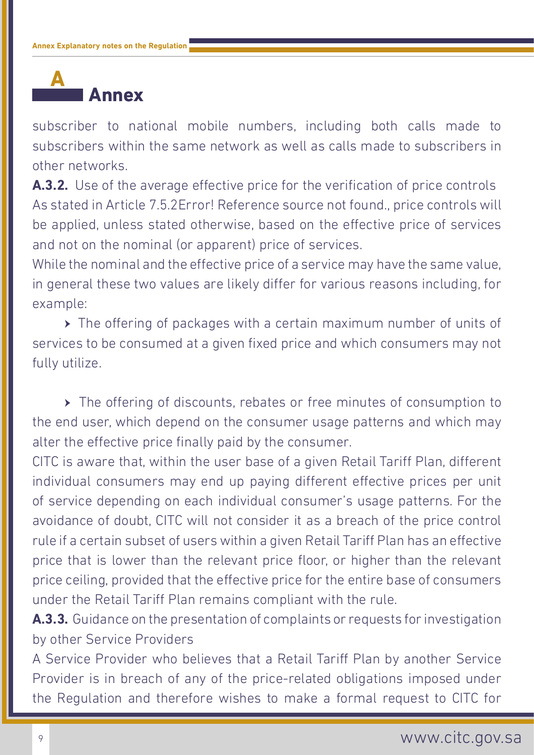# A Annex

subscriber to national mobile numbers, including both calls made to subscribers within the same network as well as calls made to subscribers in other networks.

**A.3.2.** Use of the average effective price for the verification of price controls

As stated in Article 7.5.2Error! Reference source not found., price controls will be applied, unless stated otherwise, based on the effective price of services and not on the nominal (or apparent) price of services.

While the nominal and the effective price of a service may have the same value, in general these two values are likely differ for various reasons including, for example:

- The offering of packages with a certain maximum number of units of services to be consumed at a given fixed price and which consumers may not fully utilize.
- The offering of discounts, rebates or free minutes of consumption to the end user, which depend on the consumer usage patterns and which may alter the effective price finally paid by the consumer.

CITC is aware that, within the user base of a given Retail Tariff Plan, different individual consumers may end up paying different effective prices per unit of service depending on each individual consumer's usage patterns. For the avoidance of doubt, CITC will not consider it as a breach of the price control rule if a certain subset of users within a given Retail Tariff Plan has an effective price that is lower than the relevant price floor, or higher than the relevant price ceiling, provided that the effective price for the entire base of consumers under the Retail Tariff Plan remains compliant with the rule.

**A.3.3.** Guidance on the presentation of complaints or requests for investigation by other Service Providers

A Service Provider who believes that a Retail Tariff Plan by another Service Provider is in breach of any of the price-related obligations imposed under the Regulation and therefore wishes to make a formal request to CITC for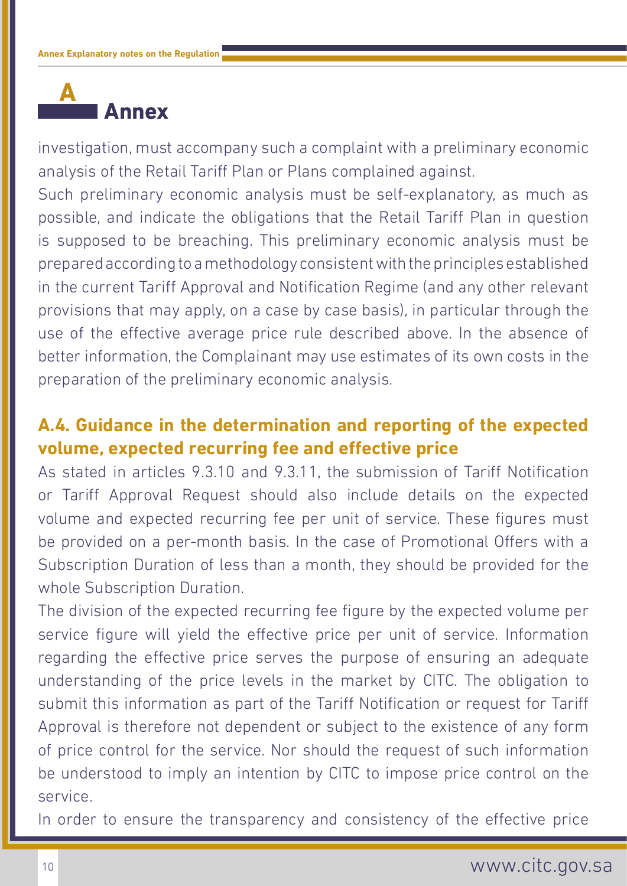investigation, must accompany such a complaint with a preliminary economic analysis of the Retail Tariff Plan or Plans complained against.

Such preliminary economic analysis must be self-explanatory, as much as possible, and indicate the obligations that the Retail Tariff Plan in question is supposed to be breaching. This preliminary economic analysis must be prepared according to a methodology consistent with the principles established in the current Tariff Approval and Notification Regime (and any other relevant provisions that may apply, on a case by case basis), in particular through the use of the effective average price rule described above. In the absence of better information, the Complainant may use estimates of its own costs in the preparation of the preliminary economic analysis.

## A.4. Guidance in the determination and reporting of the expected volume, expected recurring fee and effective price

As stated in articles 9.3.10 and 9.3.11, the submission of Tariff Notification or Tariff Approval Request should also include details on the expected volume and expected recurring fee per unit of service. These figures must be provided on a per-month basis. In the case of Promotional Offers with a Subscription Duration of less than a month, they should be provided for the whole Subscription Duration.

The division of the expected recurring fee figure by the expected volume per service figure will yield the effective price per unit of service. Information regarding the effective price serves the purpose of ensuring an adequate understanding of the price levels in the market by CITC. The obligation to submit this information as part of the Tariff Notification or request for Tariff Approval is therefore not dependent or subject to the existence of any form of price control for the service. Nor should the request of such information be understood to imply an intention by CITC to impose price control on the service.

In order to ensure the transparency and consistency of the effective price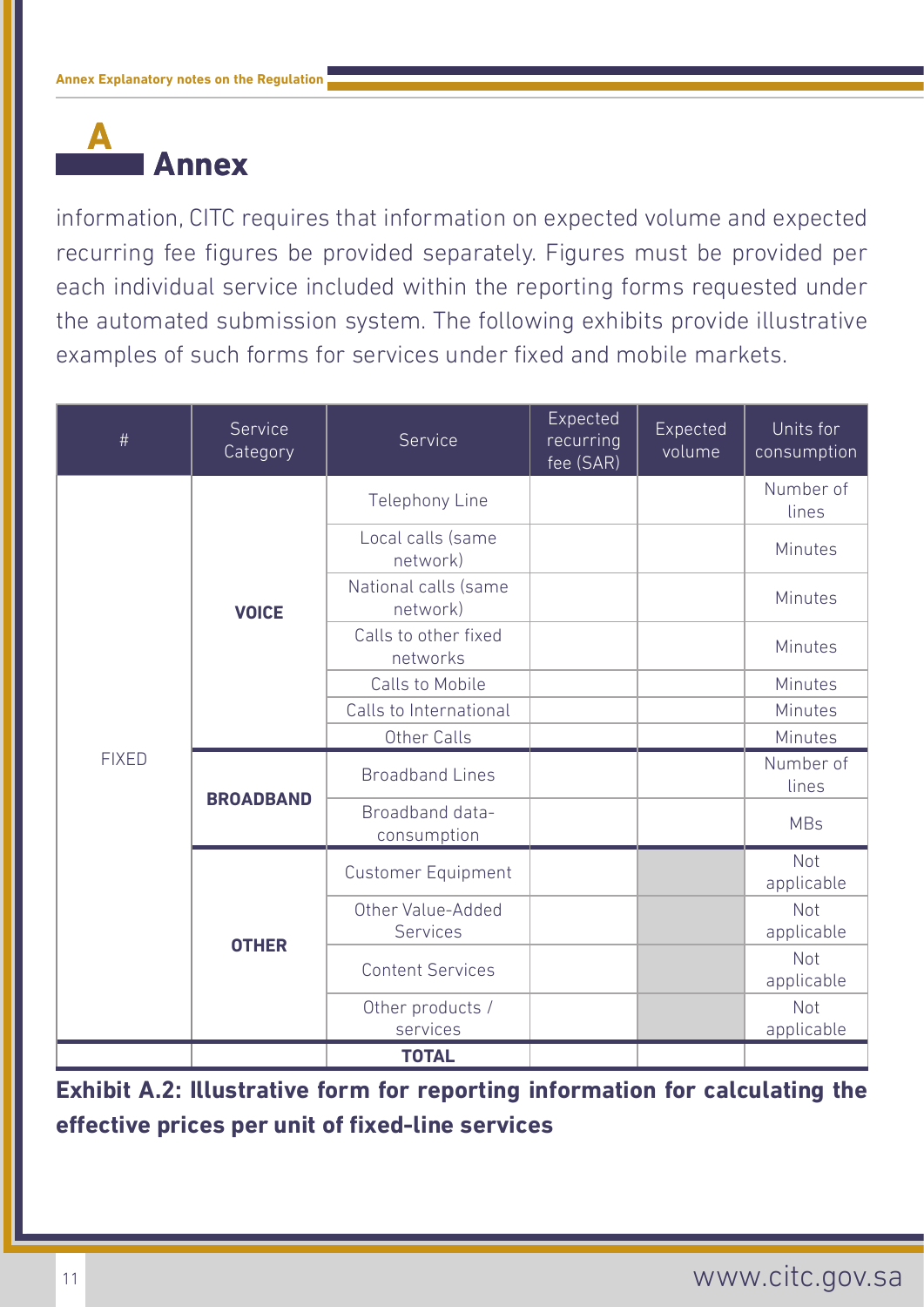# A Annex

information, CITC requires that information on expected volume and expected recurring fee figures be provided separately. Figures must be provided per each individual service included within the reporting forms requested under the automated submission system. The following exhibits provide illustrative examples of such forms for services under fixed and mobile markets.

| # | Service Category | Service | Expected recurring fee (SAR) | Expected volume | Units for consumption |
|---|---|---|---|---|---|
| FIXED | **VOICE** | Telephony Line | | | Number of lines |
| | | Local calls (same network) | | | Minutes |
| | | National calls (same network) | | | Minutes |
| | | Calls to other fixed networks | | | Minutes |
| | | Calls to Mobile | | | Minutes |
| | | Calls to International | | | Minutes |
| | | Other Calls | | | Minutes |
| | **BROADBAND** | Broadband Lines | | | Number of lines |
| | | Broadband data-consumption | | | MBs |
| | **OTHER** | Customer Equipment | | | Not applicable |
| | | Other Value-Added Services | | | Not applicable |
| | | Content Services | | | Not applicable |
| | | Other products / services | | | Not applicable |
| | | **TOTAL** | | | |

**Exhibit A.2: Illustrative form for reporting information for calculating the effective prices per unit of fixed-line services**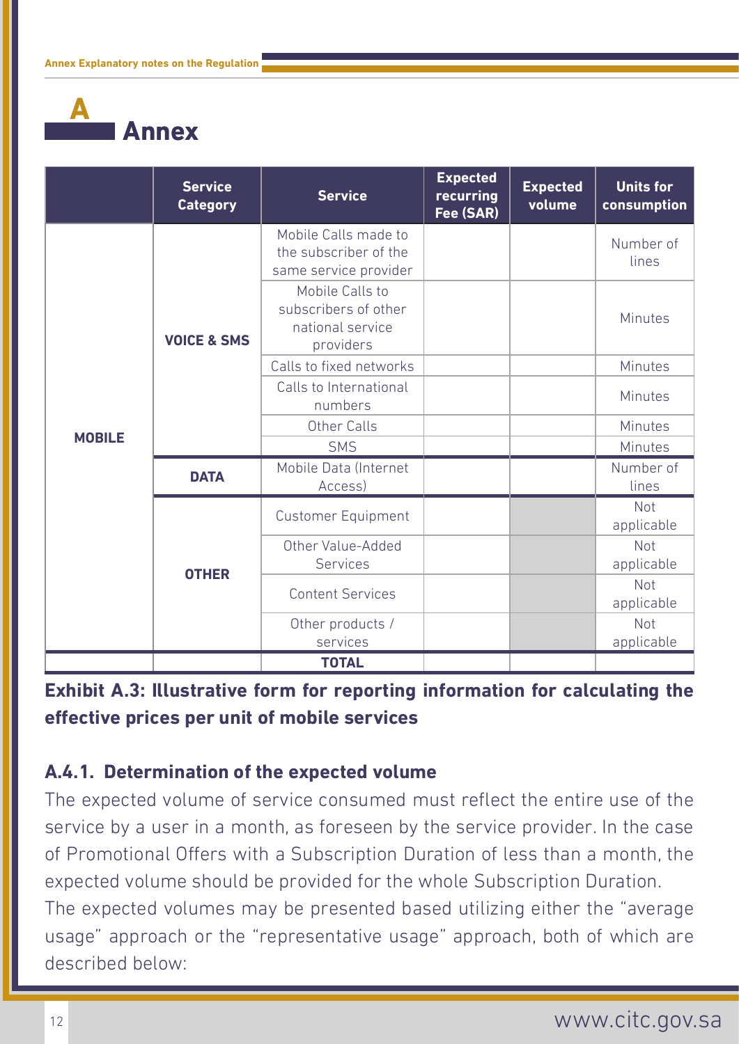# A Annex

| | Service Category | Service | Expected recurring Fee (SAR) | Expected volume | Units for consumption |
|---|---|---|---|---|---|
| MOBILE | VOICE & SMS | Mobile Calls made to the subscriber of the same service provider | | | Number of lines |
| | | Mobile Calls to subscribers of other national service providers | | | Minutes |
| | | Calls to fixed networks | | | Minutes |
| | | Calls to International numbers | | | Minutes |
| | | Other Calls | | | Minutes |
| | | SMS | | | Minutes |
| | DATA | Mobile Data (Internet Access) | | | Number of lines |
| | OTHER | Customer Equipment | | | Not applicable |
| | | Other Value-Added Services | | | Not applicable |
| | | Content Services | | | Not applicable |
| | | Other products / services | | | Not applicable |
| | | **TOTAL** | | | |

**Exhibit A.3: Illustrative form for reporting information for calculating the effective prices per unit of mobile services**

### A.4.1. Determination of the expected volume

The expected volume of service consumed must reflect the entire use of the service by a user in a month, as foreseen by the service provider. In the case of Promotional Offers with a Subscription Duration of less than a month, the expected volume should be provided for the whole Subscription Duration.

The expected volumes may be presented based utilizing either the "average usage" approach or the "representative usage" approach, both of which are described below: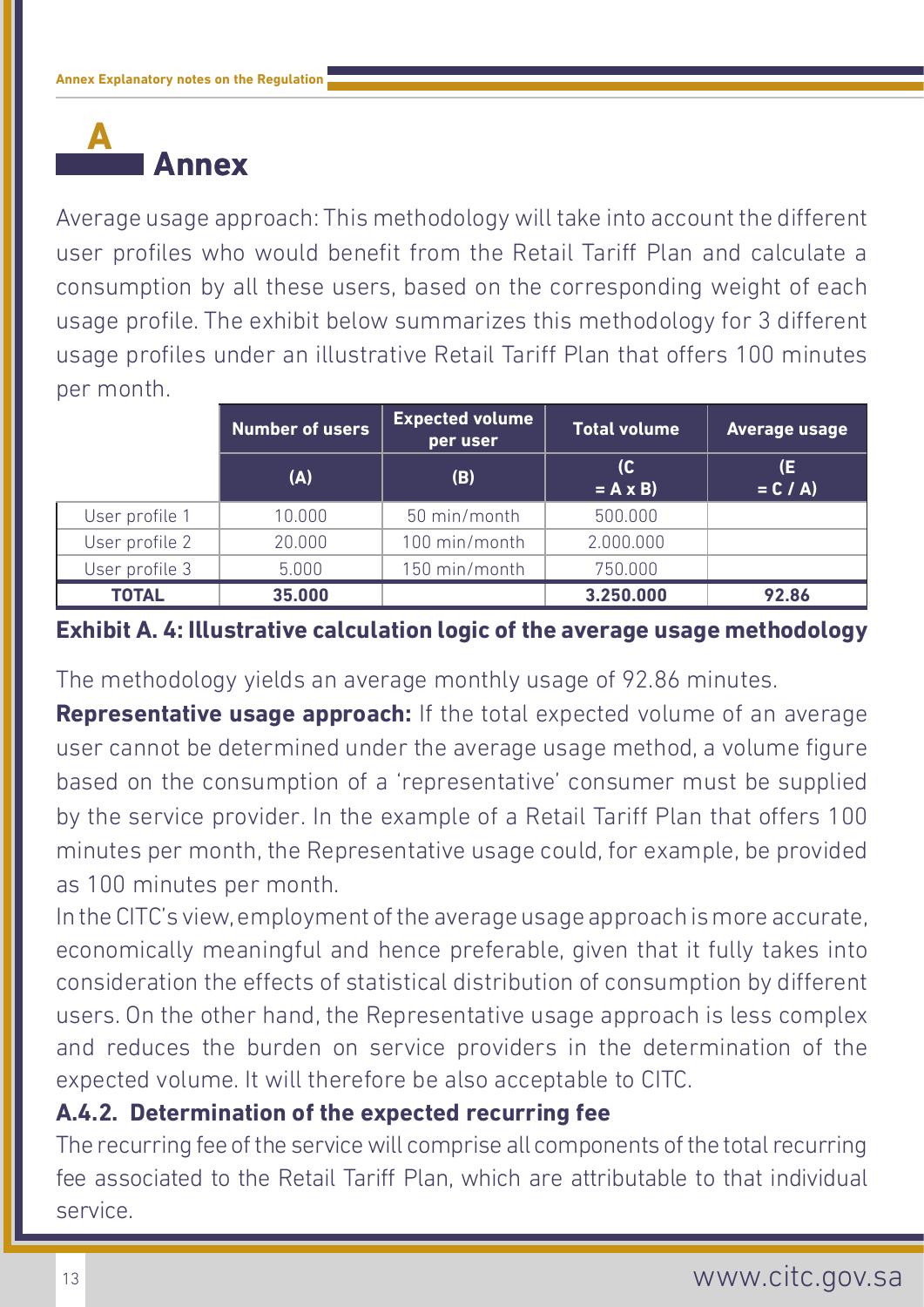# A Annex

Average usage approach: This methodology will take into account the different user profiles who would benefit from the Retail Tariff Plan and calculate a consumption by all these users, based on the corresponding weight of each usage profile. The exhibit below summarizes this methodology for 3 different usage profiles under an illustrative Retail Tariff Plan that offers 100 minutes per month.

| | Number of users | Expected volume per user | Total volume | Average usage |
|---|---|---|---|---|
| | (A) | (B) | (C = A x B) | (E = C / A) |
| User profile 1 | 10.000 | 50 min/month | 500.000 | |
| User profile 2 | 20.000 | 100 min/month | 2.000.000 | |
| User profile 3 | 5.000 | 150 min/month | 750.000 | |
| **TOTAL** | **35.000** | | **3.250.000** | **92.86** |

**Exhibit A. 4: Illustrative calculation logic of the average usage methodology**

The methodology yields an average monthly usage of 92.86 minutes.

**Representative usage approach:** If the total expected volume of an average user cannot be determined under the average usage method, a volume figure based on the consumption of a 'representative' consumer must be supplied by the service provider. In the example of a Retail Tariff Plan that offers 100 minutes per month, the Representative usage could, for example, be provided as 100 minutes per month.

In the CITC's view, employment of the average usage approach is more accurate, economically meaningful and hence preferable, given that it fully takes into consideration the effects of statistical distribution of consumption by different users. On the other hand, the Representative usage approach is less complex and reduces the burden on service providers in the determination of the expected volume. It will therefore be also acceptable to CITC.

### A.4.2. Determination of the expected recurring fee

The recurring fee of the service will comprise all components of the total recurring fee associated to the Retail Tariff Plan, which are attributable to that individual service.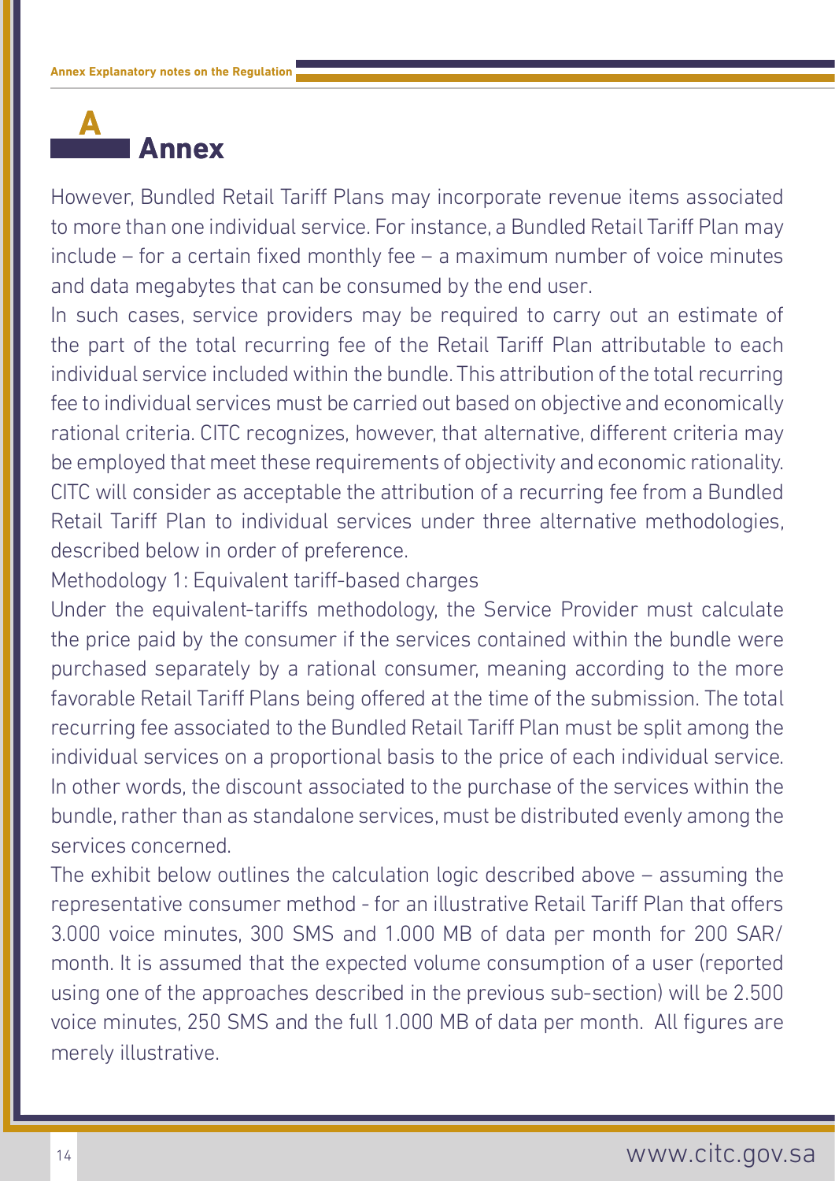# A Annex

However, Bundled Retail Tariff Plans may incorporate revenue items associated to more than one individual service. For instance, a Bundled Retail Tariff Plan may include – for a certain fixed monthly fee – a maximum number of voice minutes and data megabytes that can be consumed by the end user.

In such cases, service providers may be required to carry out an estimate of the part of the total recurring fee of the Retail Tariff Plan attributable to each individual service included within the bundle. This attribution of the total recurring fee to individual services must be carried out based on objective and economically rational criteria. CITC recognizes, however, that alternative, different criteria may be employed that meet these requirements of objectivity and economic rationality. CITC will consider as acceptable the attribution of a recurring fee from a Bundled Retail Tariff Plan to individual services under three alternative methodologies, described below in order of preference.

Methodology 1: Equivalent tariff-based charges

Under the equivalent-tariffs methodology, the Service Provider must calculate the price paid by the consumer if the services contained within the bundle were purchased separately by a rational consumer, meaning according to the more favorable Retail Tariff Plans being offered at the time of the submission. The total recurring fee associated to the Bundled Retail Tariff Plan must be split among the individual services on a proportional basis to the price of each individual service. In other words, the discount associated to the purchase of the services within the bundle, rather than as standalone services, must be distributed evenly among the services concerned.

The exhibit below outlines the calculation logic described above – assuming the representative consumer method - for an illustrative Retail Tariff Plan that offers 3.000 voice minutes, 300 SMS and 1.000 MB of data per month for 200 SAR/month. It is assumed that the expected volume consumption of a user (reported using one of the approaches described in the previous sub-section) will be 2.500 voice minutes, 250 SMS and the full 1.000 MB of data per month. All figures are merely illustrative.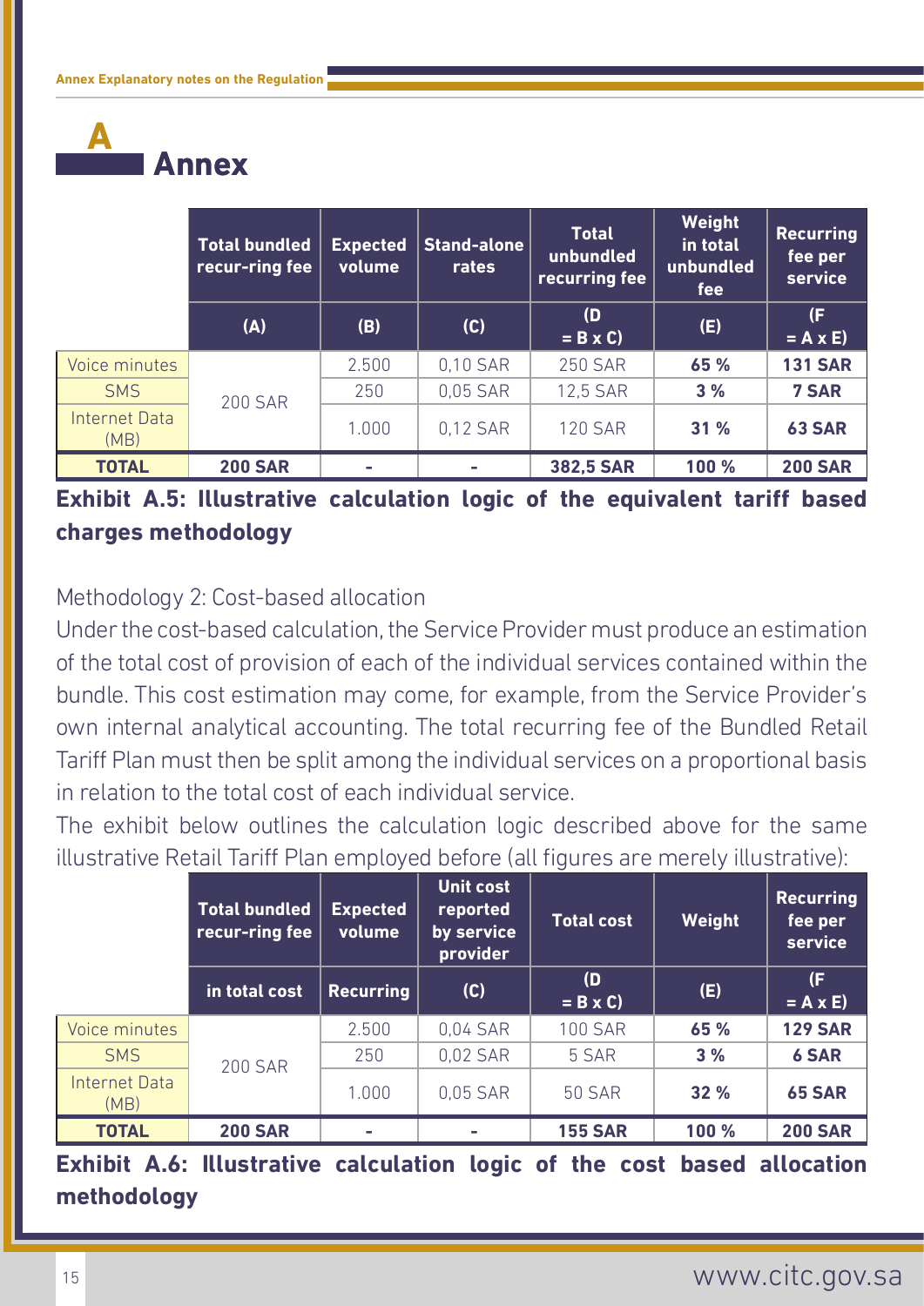# A Annex

| | Total bundled recur-ring fee | Expected volume | Stand-alone rates | Total unbundled recurring fee | Weight in total unbundled fee | Recurring fee per service |
|---|---|---|---|---|---|---|
| | (A) | (B) | (C) | (D = B x C) | (E) | (F = A x E) |
| Voice minutes | 200 SAR | 2.500 | 0,10 SAR | 250 SAR | **65 %** | **131 SAR** |
| SMS | | 250 | 0,05 SAR | 12,5 SAR | **3 %** | **7 SAR** |
| Internet Data (MB) | | 1.000 | 0,12 SAR | 120 SAR | **31 %** | **63 SAR** |
| **TOTAL** | **200 SAR** | - | - | **382,5 SAR** | **100 %** | **200 SAR** |

**Exhibit A.5: Illustrative calculation logic of the equivalent tariff based charges methodology**

Methodology 2: Cost-based allocation

Under the cost-based calculation, the Service Provider must produce an estimation of the total cost of provision of each of the individual services contained within the bundle. This cost estimation may come, for example, from the Service Provider's own internal analytical accounting. The total recurring fee of the Bundled Retail Tariff Plan must then be split among the individual services on a proportional basis in relation to the total cost of each individual service.

The exhibit below outlines the calculation logic described above for the same illustrative Retail Tariff Plan employed before (all figures are merely illustrative):

| | Total bundled recur-ring fee | Expected volume | Unit cost reported by service provider | Total cost | Weight | Recurring fee per service |
|---|---|---|---|---|---|---|
| | in total cost | Recurring | (C) | (D = B x C) | (E) | (F = A x E) |
| Voice minutes | 200 SAR | 2.500 | 0,04 SAR | 100 SAR | **65 %** | **129 SAR** |
| SMS | | 250 | 0,02 SAR | 5 SAR | **3 %** | **6 SAR** |
| Internet Data (MB) | | 1.000 | 0,05 SAR | 50 SAR | **32 %** | **65 SAR** |
| **TOTAL** | **200 SAR** | - | - | **155 SAR** | **100 %** | **200 SAR** |

**Exhibit A.6: Illustrative calculation logic of the cost based allocation methodology**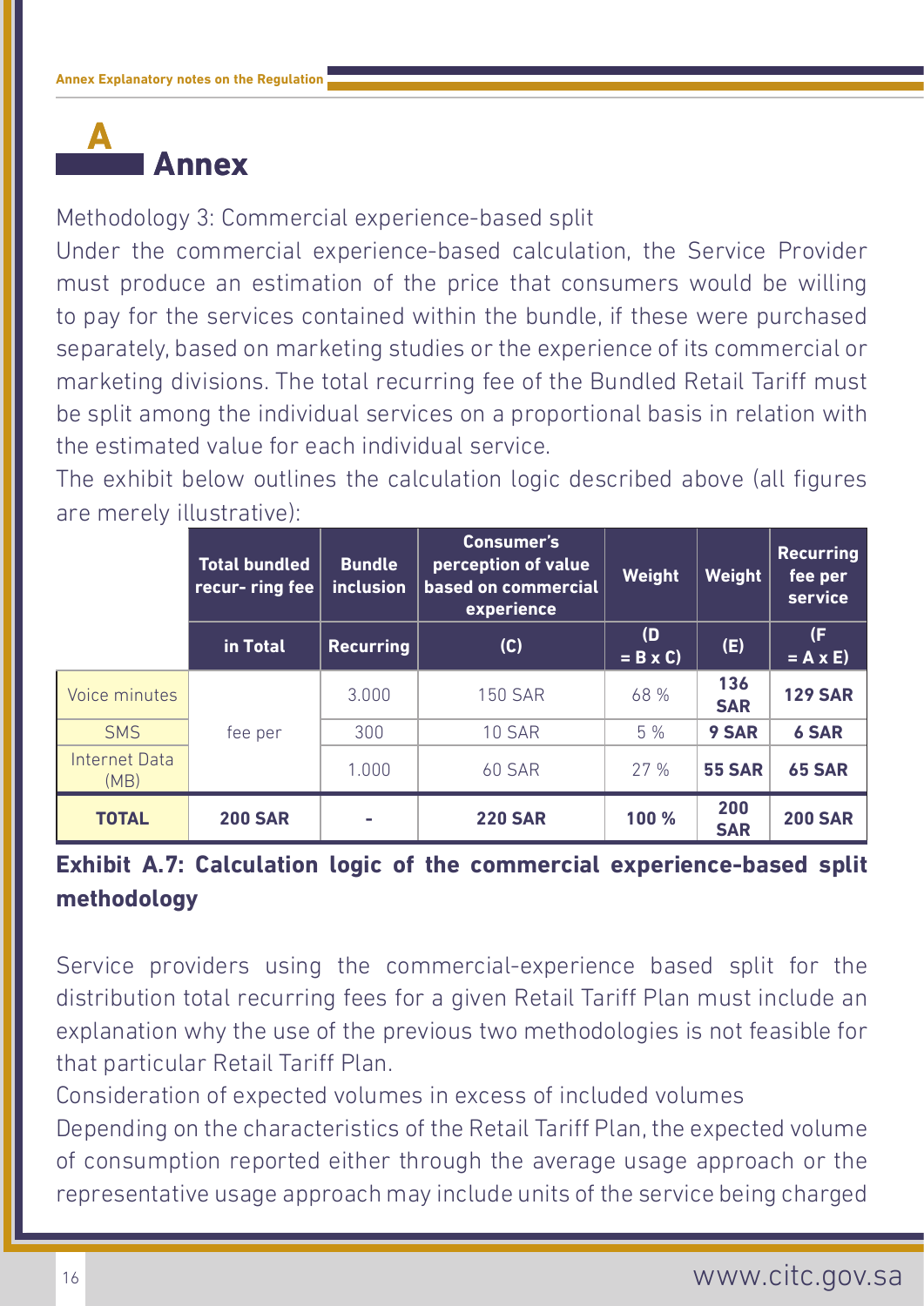# A Annex

Methodology 3: Commercial experience-based split

Under the commercial experience-based calculation, the Service Provider must produce an estimation of the price that consumers would be willing to pay for the services contained within the bundle, if these were purchased separately, based on marketing studies or the experience of its commercial or marketing divisions. The total recurring fee of the Bundled Retail Tariff must be split among the individual services on a proportional basis in relation with the estimated value for each individual service.

The exhibit below outlines the calculation logic described above (all figures are merely illustrative):

| | Total bundled recur- ring fee | Bundle inclusion | Consumer's perception of value based on commercial experience | Weight | Weight | Recurring fee per service |
|---|---|---|---|---|---|---|
| | in Total | Recurring | (C) | (D = B x C) | (E) | (F = A x E) |
| Voice minutes | fee per | 3.000 | 150 SAR | 68 % | **136 SAR** | **129 SAR** |
| SMS | | 300 | 10 SAR | 5 % | **9 SAR** | **6 SAR** |
| Internet Data (MB) | | 1.000 | 60 SAR | 27 % | **55 SAR** | **65 SAR** |
| **TOTAL** | **200 SAR** | - | **220 SAR** | **100 %** | **200 SAR** | **200 SAR** |

**Exhibit A.7: Calculation logic of the commercial experience-based split methodology**

Service providers using the commercial-experience based split for the distribution total recurring fees for a given Retail Tariff Plan must include an explanation why the use of the previous two methodologies is not feasible for that particular Retail Tariff Plan.

Consideration of expected volumes in excess of included volumes

Depending on the characteristics of the Retail Tariff Plan, the expected volume of consumption reported either through the average usage approach or the representative usage approach may include units of the service being charged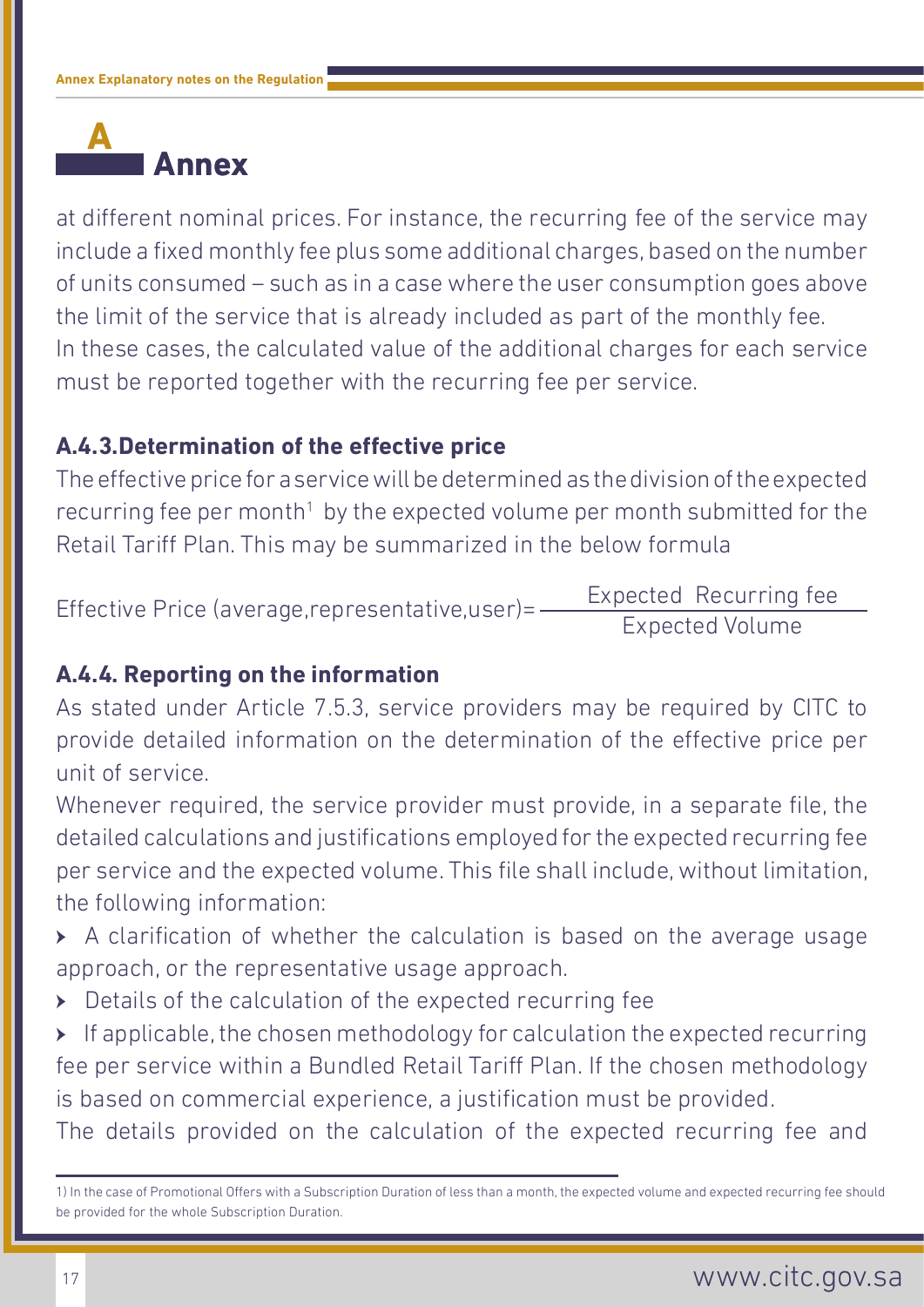# A Annex

at different nominal prices. For instance, the recurring fee of the service may include a fixed monthly fee plus some additional charges, based on the number of units consumed – such as in a case where the user consumption goes above the limit of the service that is already included as part of the monthly fee.
In these cases, the calculated value of the additional charges for each service must be reported together with the recurring fee per service.

### A.4.3.Determination of the effective price

The effective price for a service will be determined as the division of the expected recurring fee per month[1] by the expected volume per month submitted for the Retail Tariff Plan. This may be summarized in the below formula

$$\text{Effective Price (average,representative,user)} = \frac{\text{Expected Recurring fee}}{\text{Expected Volume}}$$

### A.4.4. Reporting on the information

As stated under Article 7.5.3, service providers may be required by CITC to provide detailed information on the determination of the effective price per unit of service.

Whenever required, the service provider must provide, in a separate file, the detailed calculations and justifications employed for the expected recurring fee per service and the expected volume. This file shall include, without limitation, the following information:

- A clarification of whether the calculation is based on the average usage approach, or the representative usage approach.
- Details of the calculation of the expected recurring fee
- If applicable, the chosen methodology for calculation the expected recurring fee per service within a Bundled Retail Tariff Plan. If the chosen methodology is based on commercial experience, a justification must be provided.

The details provided on the calculation of the expected recurring fee and

1) In the case of Promotional Offers with a Subscription Duration of less than a month, the expected volume and expected recurring fee should be provided for the whole Subscription Duration.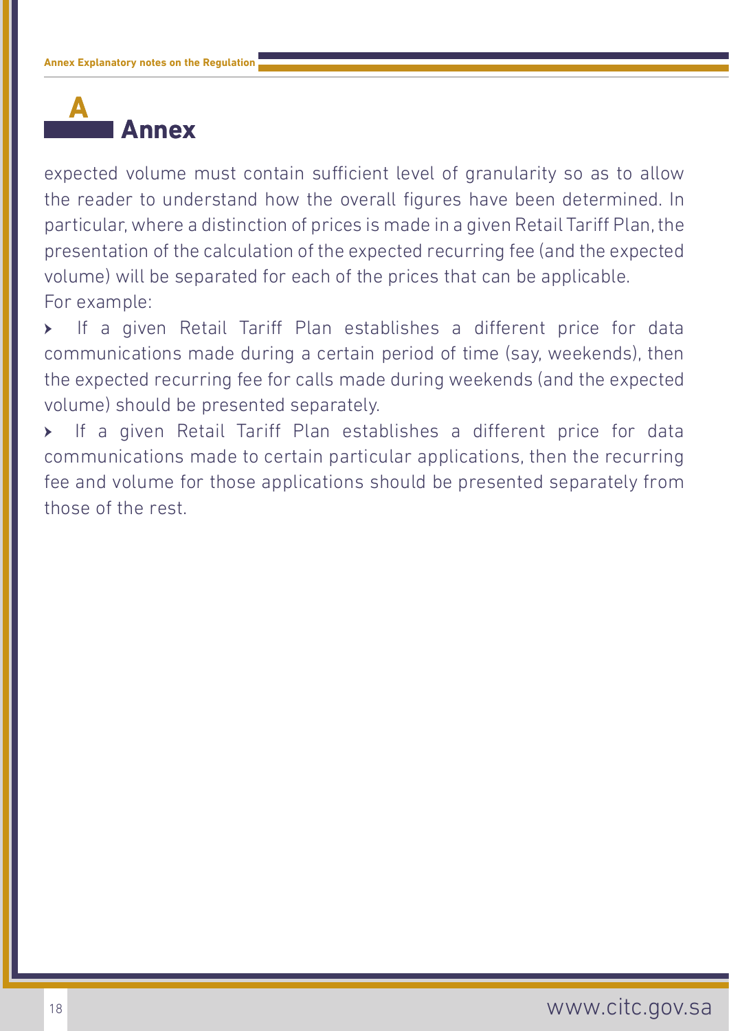# Annex

expected volume must contain sufficient level of granularity so as to allow the reader to understand how the overall figures have been determined. In particular, where a distinction of prices is made in a given Retail Tariff Plan, the presentation of the calculation of the expected recurring fee (and the expected volume) will be separated for each of the prices that can be applicable.
For example:

- If a given Retail Tariff Plan establishes a different price for data communications made during a certain period of time (say, weekends), then the expected recurring fee for calls made during weekends (and the expected volume) should be presented separately.
- If a given Retail Tariff Plan establishes a different price for data communications made to certain particular applications, then the recurring fee and volume for those applications should be presented separately from those of the rest.